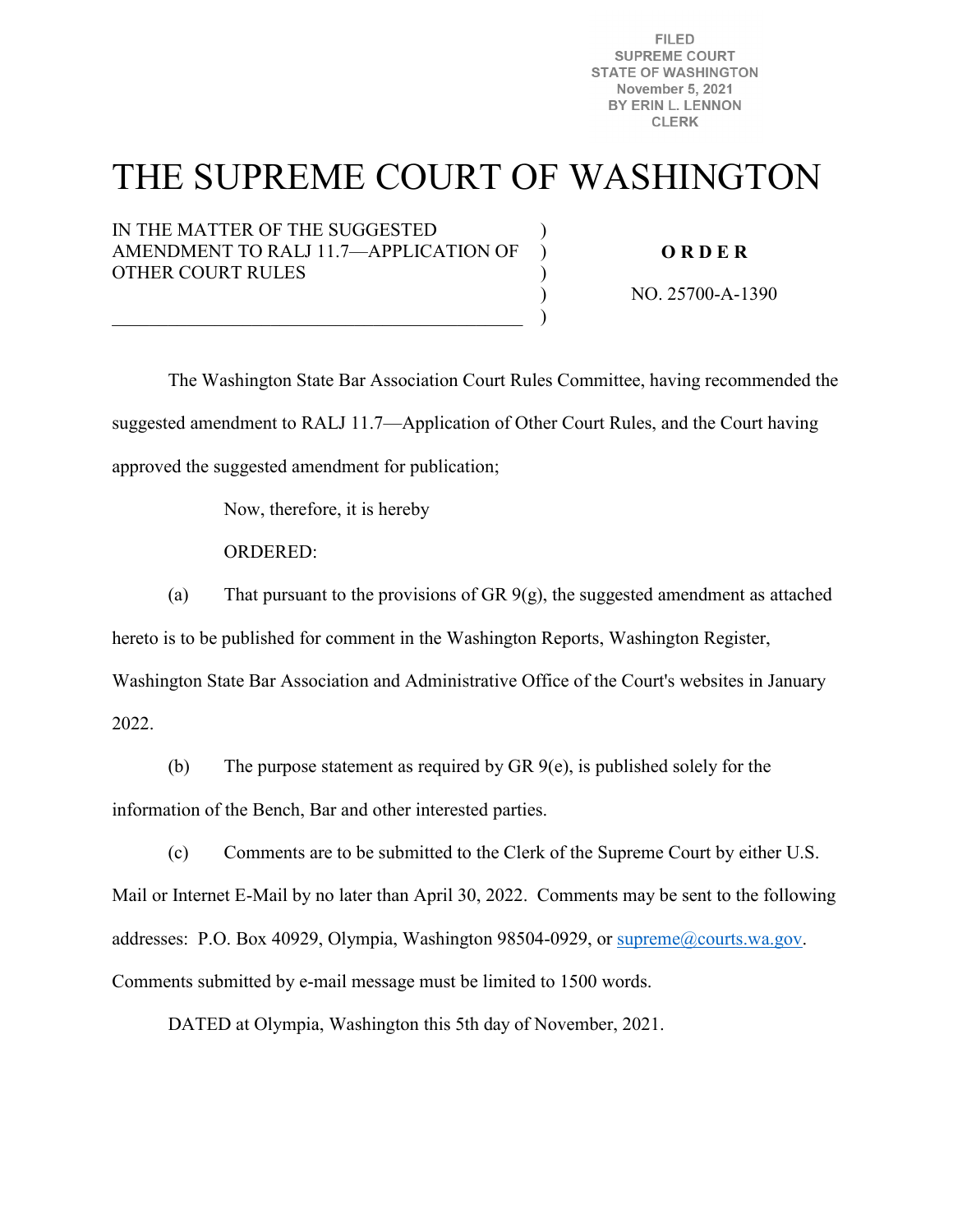FILED
SUPREME COURT
STATE OF WASHINGTON
November 5, 2021
BY ERIN L. LENNON
CLERK

# THE SUPREME COURT OF WASHINGTON

IN THE MATTER OF THE SUGGESTED AMENDMENT TO RALJ 11.7—APPLICATION OF OTHER COURT RULES

**O R D E R**

NO. 25700-A-1390

The Washington State Bar Association Court Rules Committee, having recommended the suggested amendment to RALJ 11.7—Application of Other Court Rules, and the Court having approved the suggested amendment for publication;

Now, therefore, it is hereby

ORDERED:

(a) That pursuant to the provisions of GR 9(g), the suggested amendment as attached hereto is to be published for comment in the Washington Reports, Washington Register, Washington State Bar Association and Administrative Office of the Court's websites in January 2022.

(b) The purpose statement as required by GR 9(e), is published solely for the information of the Bench, Bar and other interested parties.

(c) Comments are to be submitted to the Clerk of the Supreme Court by either U.S. Mail or Internet E-Mail by no later than April 30, 2022. Comments may be sent to the following addresses: P.O. Box 40929, Olympia, Washington 98504-0929, or supreme@courts.wa.gov. Comments submitted by e-mail message must be limited to 1500 words.

DATED at Olympia, Washington this 5th day of November, 2021.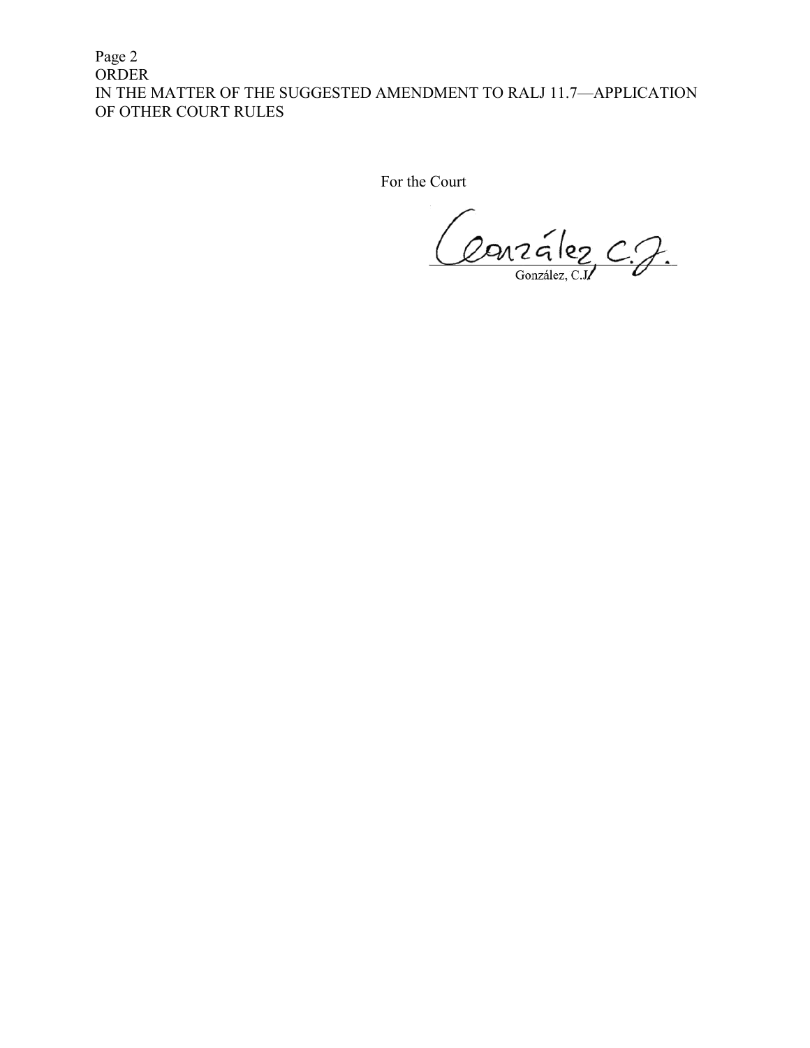For the Court

González, C.J.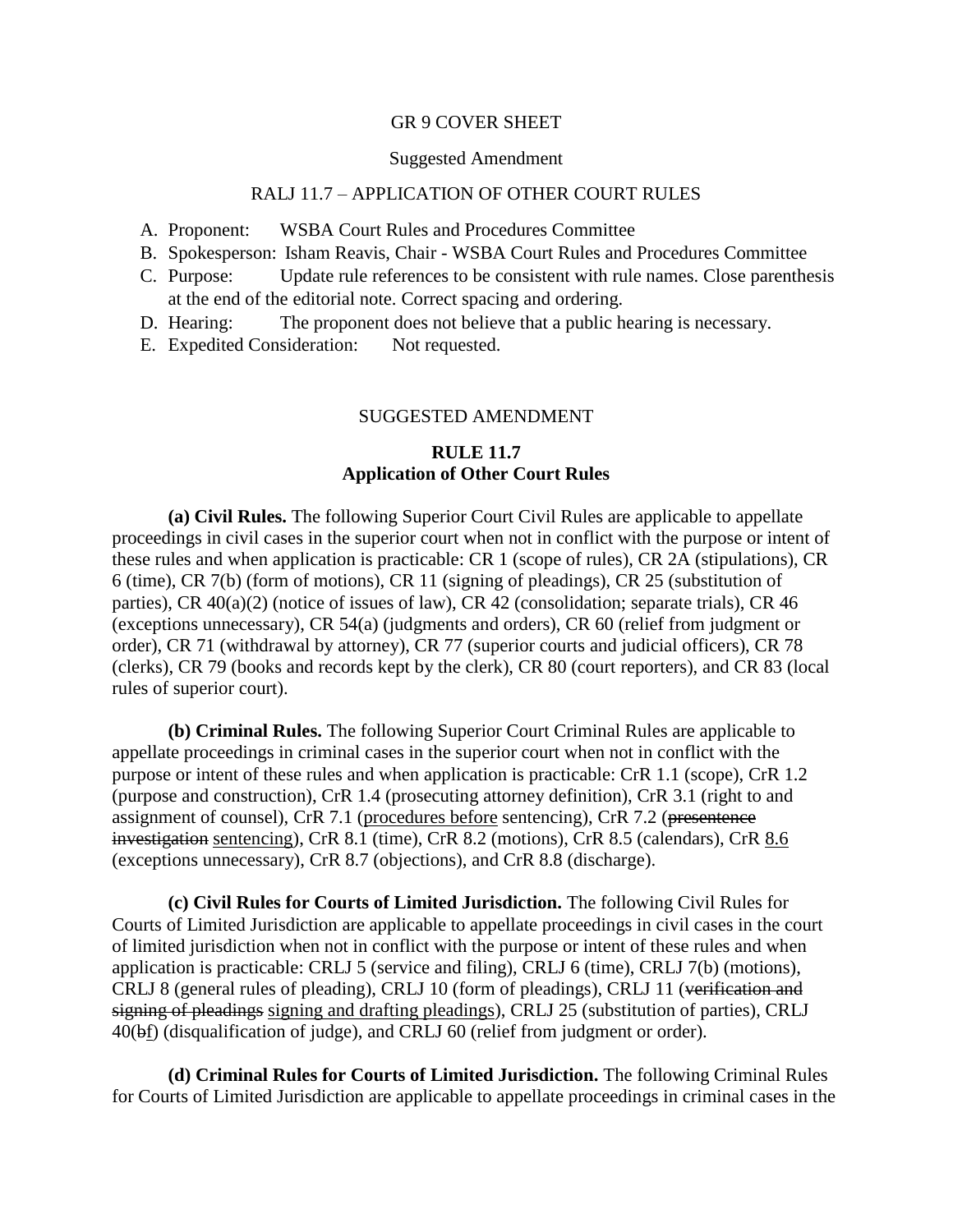GR 9 COVER SHEET

Suggested Amendment

RALJ 11.7 – APPLICATION OF OTHER COURT RULES

A. Proponent: WSBA Court Rules and Procedures Committee
B. Spokesperson: Isham Reavis, Chair - WSBA Court Rules and Procedures Committee
C. Purpose: Update rule references to be consistent with rule names. Close parenthesis at the end of the editorial note. Correct spacing and ordering.
D. Hearing: The proponent does not believe that a public hearing is necessary.
E. Expedited Consideration: Not requested.

SUGGESTED AMENDMENT

**RULE 11.7**
**Application of Other Court Rules**

**(a) Civil Rules.** The following Superior Court Civil Rules are applicable to appellate proceedings in civil cases in the superior court when not in conflict with the purpose or intent of these rules and when application is practicable: CR 1 (scope of rules), CR 2A (stipulations), CR 6 (time), CR 7(b) (form of motions), CR 11 (signing of pleadings), CR 25 (substitution of parties), CR 40(a)(2) (notice of issues of law), CR 42 (consolidation; separate trials), CR 46 (exceptions unnecessary), CR 54(a) (judgments and orders), CR 60 (relief from judgment or order), CR 71 (withdrawal by attorney), CR 77 (superior courts and judicial officers), CR 78 (clerks), CR 79 (books and records kept by the clerk), CR 80 (court reporters), and CR 83 (local rules of superior court).

**(b) Criminal Rules.** The following Superior Court Criminal Rules are applicable to appellate proceedings in criminal cases in the superior court when not in conflict with the purpose or intent of these rules and when application is practicable: CrR 1.1 (scope), CrR 1.2 (purpose and construction), CrR 1.4 (prosecuting attorney definition), CrR 3.1 (right to and assignment of counsel), CrR 7.1 (<u>procedures before</u> sentencing), CrR 7.2 (~~presentence investigation~~ <u>sentencing</u>), CrR 8.1 (time), CrR 8.2 (motions), CrR 8.5 (calendars), CrR <u>8.6</u> (exceptions unnecessary), CrR 8.7 (objections), and CrR 8.8 (discharge).

**(c) Civil Rules for Courts of Limited Jurisdiction.** The following Civil Rules for Courts of Limited Jurisdiction are applicable to appellate proceedings in civil cases in the court of limited jurisdiction when not in conflict with the purpose or intent of these rules and when application is practicable: CRLJ 5 (service and filing), CRLJ 6 (time), CRLJ 7(b) (motions), CRLJ 8 (general rules of pleading), CRLJ 10 (form of pleadings), CRLJ 11 (~~verification and signing of pleadings~~ <u>signing and drafting pleadings</u>), CRLJ 25 (substitution of parties), CRLJ 40(~~b~~<u>f</u>) (disqualification of judge), and CRLJ 60 (relief from judgment or order).

**(d) Criminal Rules for Courts of Limited Jurisdiction.** The following Criminal Rules for Courts of Limited Jurisdiction are applicable to appellate proceedings in criminal cases in the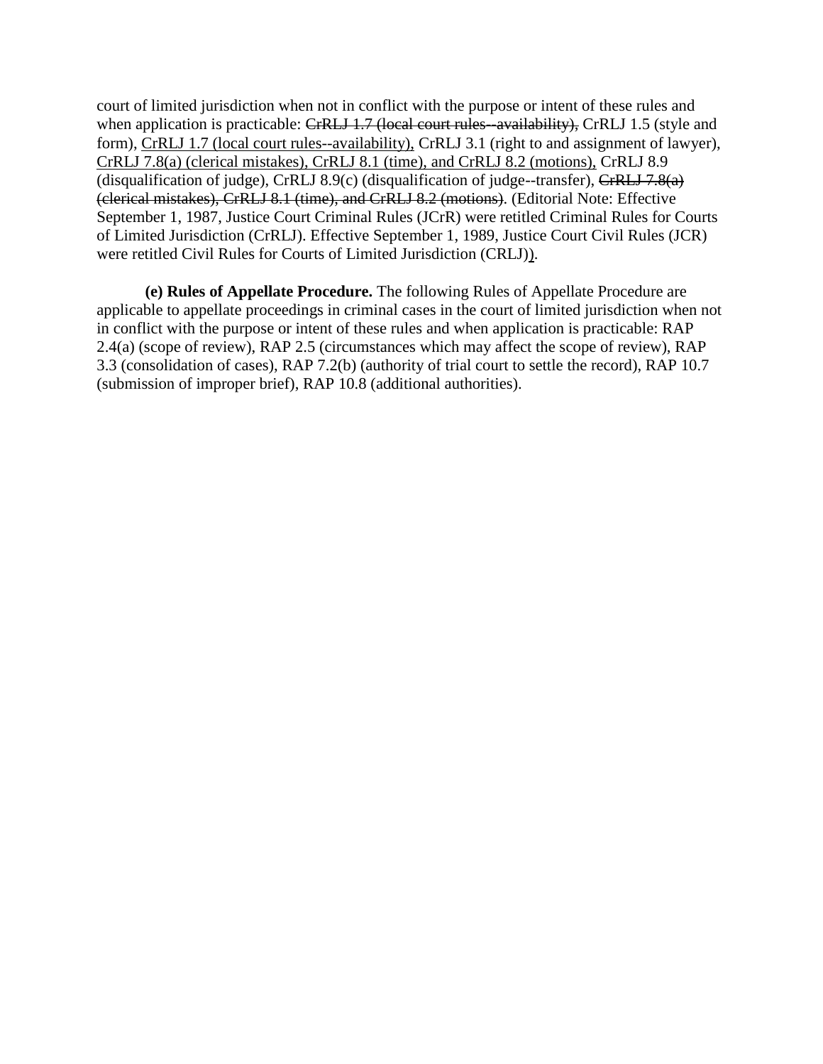court of limited jurisdiction when not in conflict with the purpose or intent of these rules and when application is practicable: ~~CrRLJ 1.7 (local court rules--availability),~~ CrRLJ 1.5 (style and form), <u>CrRLJ 1.7 (local court rules--availability),</u> CrRLJ 3.1 (right to and assignment of lawyer), <u>CrRLJ 7.8(a) (clerical mistakes), CrRLJ 8.1 (time), and CrRLJ 8.2 (motions),</u> CrRLJ 8.9 (disqualification of judge), CrRLJ 8.9(c) (disqualification of judge--transfer), ~~CrRLJ 7.8(a) (clerical mistakes), CrRLJ 8.1 (time), and CrRLJ 8.2 (motions)~~. (Editorial Note: Effective September 1, 1987, Justice Court Criminal Rules (JCrR) were retitled Criminal Rules for Courts of Limited Jurisdiction (CrRLJ). Effective September 1, 1989, Justice Court Civil Rules (JCR) were retitled Civil Rules for Courts of Limited Jurisdiction (CRLJ)<u>)</u>.

**(e) Rules of Appellate Procedure.** The following Rules of Appellate Procedure are applicable to appellate proceedings in criminal cases in the court of limited jurisdiction when not in conflict with the purpose or intent of these rules and when application is practicable: RAP 2.4(a) (scope of review), RAP 2.5 (circumstances which may affect the scope of review), RAP 3.3 (consolidation of cases), RAP 7.2(b) (authority of trial court to settle the record), RAP 10.7 (submission of improper brief), RAP 10.8 (additional authorities).